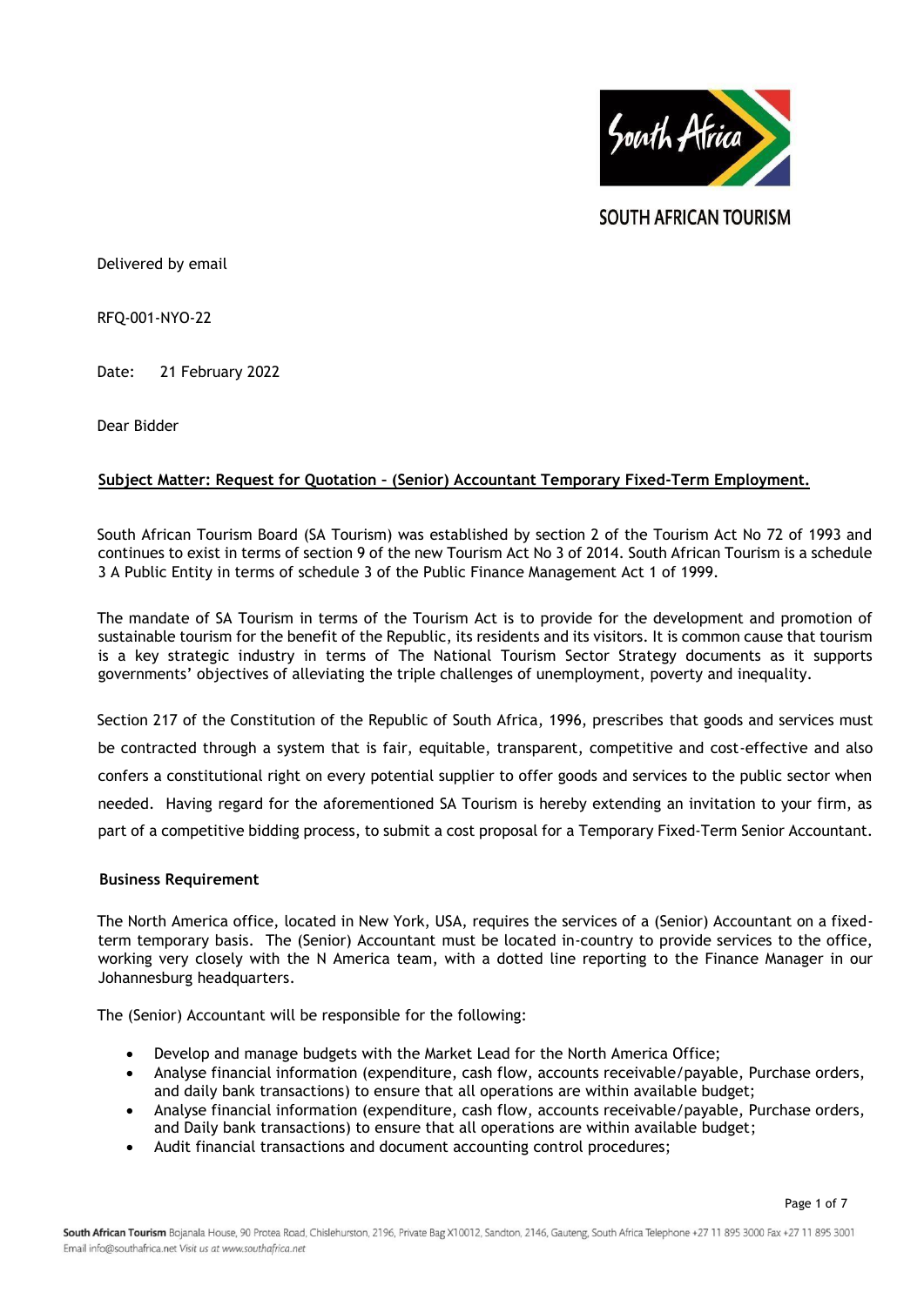SOUTH AFRICAN TOURISM

Delivered by email

RFQ-001-NYO-22

Date: 21 February 2022

Dear Bidder

**Subject Matter: Request for Quotation – (Senior) Accountant Temporary Fixed-Term Employment.**

South African Tourism Board (SA Tourism) was established by section 2 of the Tourism Act No 72 of 1993 and continues to exist in terms of section 9 of the new Tourism Act No 3 of 2014. South African Tourism is a schedule 3 A Public Entity in terms of schedule 3 of the Public Finance Management Act 1 of 1999.

The mandate of SA Tourism in terms of the Tourism Act is to provide for the development and promotion of sustainable tourism for the benefit of the Republic, its residents and its visitors. It is common cause that tourism is a key strategic industry in terms of The National Tourism Sector Strategy documents as it supports governments' objectives of alleviating the triple challenges of unemployment, poverty and inequality.

Section 217 of the Constitution of the Republic of South Africa, 1996, prescribes that goods and services must be contracted through a system that is fair, equitable, transparent, competitive and cost-effective and also confers a constitutional right on every potential supplier to offer goods and services to the public sector when needed. Having regard for the aforementioned SA Tourism is hereby extending an invitation to your firm, as part of a competitive bidding process, to submit a cost proposal for a Temporary Fixed-Term Senior Accountant.

**Business Requirement**

The North America office, located in New York, USA, requires the services of a (Senior) Accountant on a fixed-term temporary basis. The (Senior) Accountant must be located in-country to provide services to the office, working very closely with the N America team, with a dotted line reporting to the Finance Manager in our Johannesburg headquarters.

The (Senior) Accountant will be responsible for the following:

- Develop and manage budgets with the Market Lead for the North America Office;
- Analyse financial information (expenditure, cash flow, accounts receivable/payable, Purchase orders, and daily bank transactions) to ensure that all operations are within available budget;
- Analyse financial information (expenditure, cash flow, accounts receivable/payable, Purchase orders, and Daily bank transactions) to ensure that all operations are within available budget;
- Audit financial transactions and document accounting control procedures;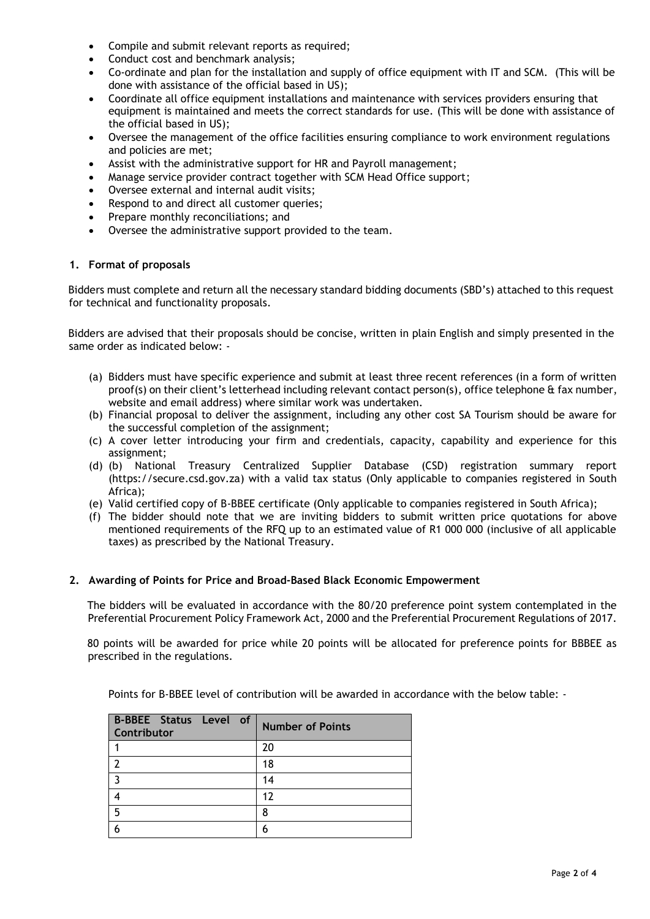- Compile and submit relevant reports as required;
- Conduct cost and benchmark analysis;
- Co-ordinate and plan for the installation and supply of office equipment with IT and SCM. (This will be done with assistance of the official based in US);
- Coordinate all office equipment installations and maintenance with services providers ensuring that equipment is maintained and meets the correct standards for use. (This will be done with assistance of the official based in US);
- Oversee the management of the office facilities ensuring compliance to work environment regulations and policies are met;
- Assist with the administrative support for HR and Payroll management;
- Manage service provider contract together with SCM Head Office support;
- Oversee external and internal audit visits;
- Respond to and direct all customer queries;
- Prepare monthly reconciliations; and
- Oversee the administrative support provided to the team.

## 1. Format of proposals

Bidders must complete and return all the necessary standard bidding documents (SBD's) attached to this request for technical and functionality proposals.

Bidders are advised that their proposals should be concise, written in plain English and simply presented in the same order as indicated below: -

(a) Bidders must have specific experience and submit at least three recent references (in a form of written proof(s) on their client's letterhead including relevant contact person(s), office telephone & fax number, website and email address) where similar work was undertaken.

(b) Financial proposal to deliver the assignment, including any other cost SA Tourism should be aware for the successful completion of the assignment;

(c) A cover letter introducing your firm and credentials, capacity, capability and experience for this assignment;

(d) (b) National Treasury Centralized Supplier Database (CSD) registration summary report (https://secure.csd.gov.za) with a valid tax status (Only applicable to companies registered in South Africa);

(e) Valid certified copy of B-BBEE certificate (Only applicable to companies registered in South Africa);

(f) The bidder should note that we are inviting bidders to submit written price quotations for above mentioned requirements of the RFQ up to an estimated value of R1 000 000 (inclusive of all applicable taxes) as prescribed by the National Treasury.

## 2. Awarding of Points for Price and Broad-Based Black Economic Empowerment

The bidders will be evaluated in accordance with the 80/20 preference point system contemplated in the Preferential Procurement Policy Framework Act, 2000 and the Preferential Procurement Regulations of 2017.

80 points will be awarded for price while 20 points will be allocated for preference points for BBBEE as prescribed in the regulations.

Points for B-BBEE level of contribution will be awarded in accordance with the below table: -

| B-BBEE Status Level of Contributor | Number of Points |
|---|---|
| 1 | 20 |
| 2 | 18 |
| 3 | 14 |
| 4 | 12 |
| 5 | 8 |
| 6 | 6 |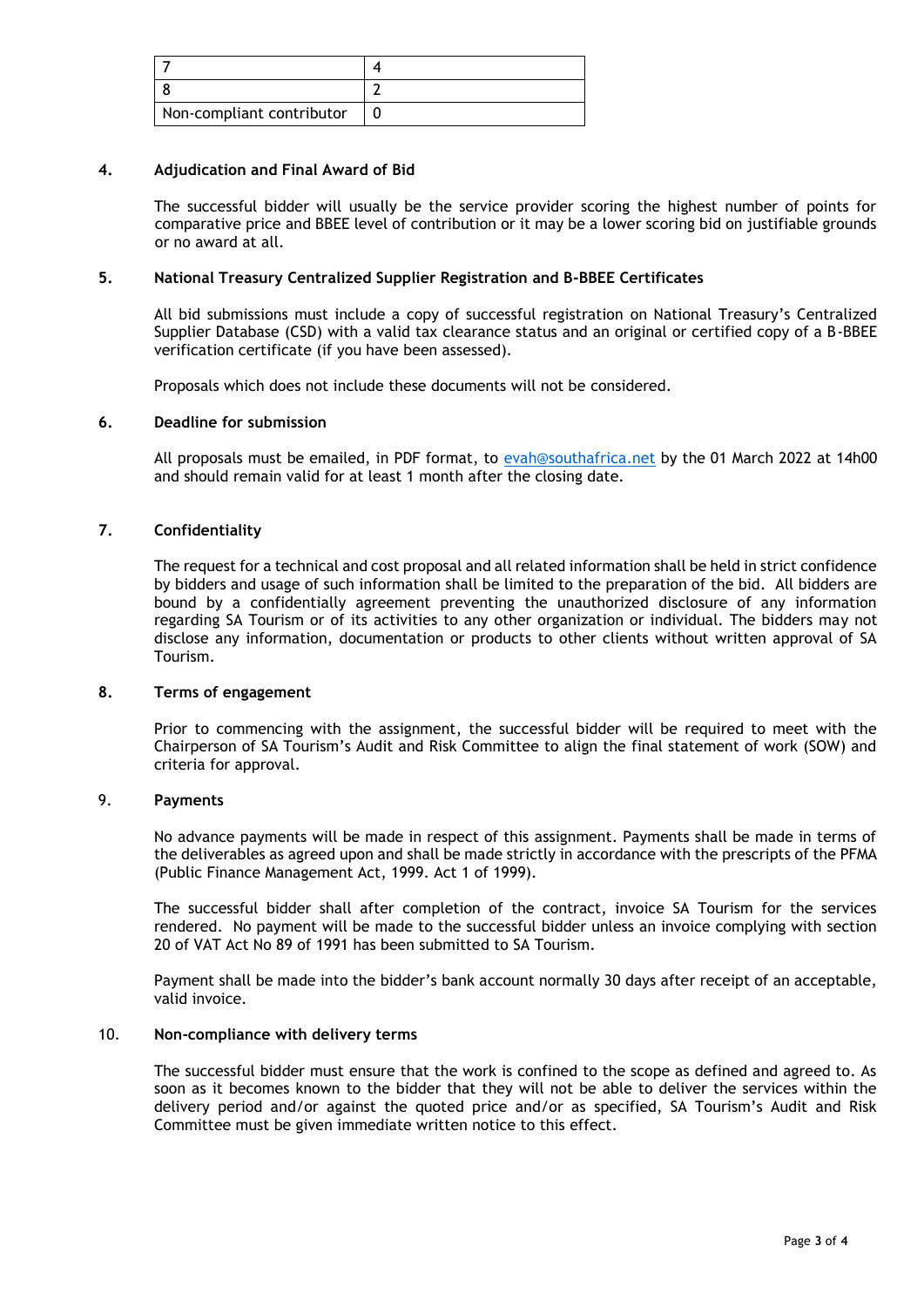| 7 | 4 |
|---|---|
| 8 | 2 |
| Non-compliant contributor | 0 |

## 4. Adjudication and Final Award of Bid

The successful bidder will usually be the service provider scoring the highest number of points for comparative price and BBEE level of contribution or it may be a lower scoring bid on justifiable grounds or no award at all.

## 5. National Treasury Centralized Supplier Registration and B-BBEE Certificates

All bid submissions must include a copy of successful registration on National Treasury's Centralized Supplier Database (CSD) with a valid tax clearance status and an original or certified copy of a B-BBEE verification certificate (if you have been assessed).

Proposals which does not include these documents will not be considered.

## 6. Deadline for submission

All proposals must be emailed, in PDF format, to evah@southafrica.net by the 01 March 2022 at 14h00 and should remain valid for at least 1 month after the closing date.

## 7. Confidentiality

The request for a technical and cost proposal and all related information shall be held in strict confidence by bidders and usage of such information shall be limited to the preparation of the bid. All bidders are bound by a confidentially agreement preventing the unauthorized disclosure of any information regarding SA Tourism or of its activities to any other organization or individual. The bidders may not disclose any information, documentation or products to other clients without written approval of SA Tourism.

## 8. Terms of engagement

Prior to commencing with the assignment, the successful bidder will be required to meet with the Chairperson of SA Tourism's Audit and Risk Committee to align the final statement of work (SOW) and criteria for approval.

## 9. Payments

No advance payments will be made in respect of this assignment. Payments shall be made in terms of the deliverables as agreed upon and shall be made strictly in accordance with the prescripts of the PFMA (Public Finance Management Act, 1999. Act 1 of 1999).

The successful bidder shall after completion of the contract, invoice SA Tourism for the services rendered. No payment will be made to the successful bidder unless an invoice complying with section 20 of VAT Act No 89 of 1991 has been submitted to SA Tourism.

Payment shall be made into the bidder's bank account normally 30 days after receipt of an acceptable, valid invoice.

## 10. Non-compliance with delivery terms

The successful bidder must ensure that the work is confined to the scope as defined and agreed to. As soon as it becomes known to the bidder that they will not be able to deliver the services within the delivery period and/or against the quoted price and/or as specified, SA Tourism's Audit and Risk Committee must be given immediate written notice to this effect.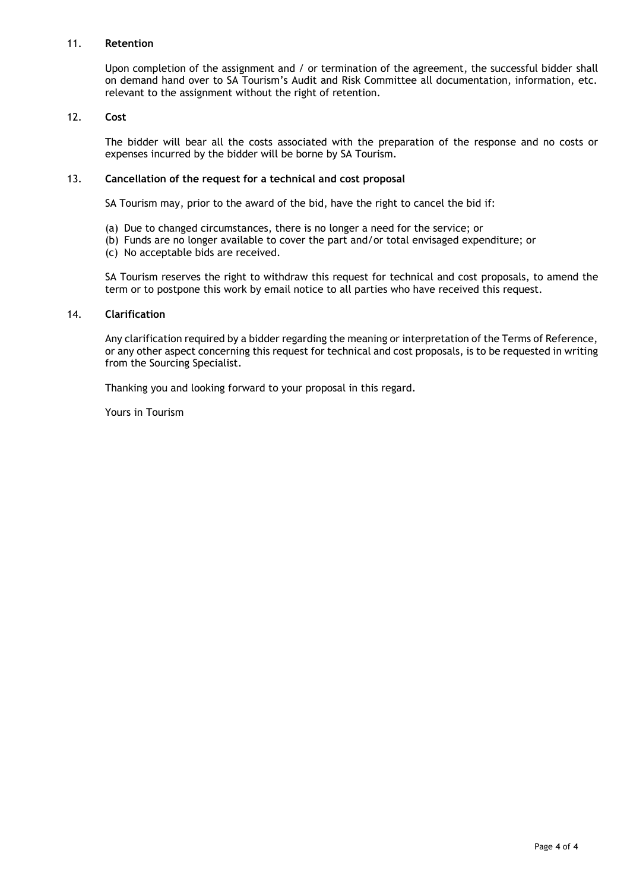## 11. Retention

Upon completion of the assignment and / or termination of the agreement, the successful bidder shall on demand hand over to SA Tourism's Audit and Risk Committee all documentation, information, etc. relevant to the assignment without the right of retention.

## 12. Cost

The bidder will bear all the costs associated with the preparation of the response and no costs or expenses incurred by the bidder will be borne by SA Tourism.

## 13. Cancellation of the request for a technical and cost proposal

SA Tourism may, prior to the award of the bid, have the right to cancel the bid if:

(a) Due to changed circumstances, there is no longer a need for the service; or
(b) Funds are no longer available to cover the part and/or total envisaged expenditure; or
(c) No acceptable bids are received.

SA Tourism reserves the right to withdraw this request for technical and cost proposals, to amend the term or to postpone this work by email notice to all parties who have received this request.

## 14. Clarification

Any clarification required by a bidder regarding the meaning or interpretation of the Terms of Reference, or any other aspect concerning this request for technical and cost proposals, is to be requested in writing from the Sourcing Specialist.

Thanking you and looking forward to your proposal in this regard.

Yours in Tourism